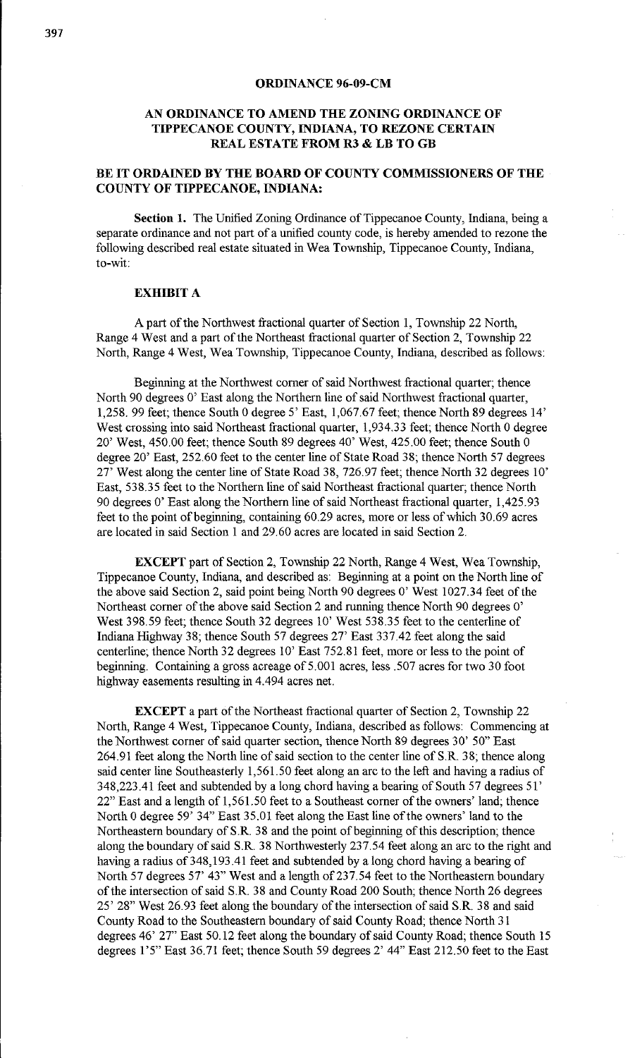# ORDINANCE 96-09-CM

## AN ORDINANCE TO AMEND THE ZONING ORDINANCE OF TIPPECANOE COUNTY, INDIANA, TO REZONE CERTAIN REAL ESTATE FROM R3 & LB TO GB

## BE IT ORDAINED BY THE BOARD OF COUNTY COMMISSIONERS OF THE COUNTY OF TIPPECANOE, INDIANA:

**Section 1.** The Unified Zoning Ordinance of Tippecanoe County, Indiana, being a separate ordinance and not part of a unified county code, is hereby amended to rezone the following described real estate situated in Wea Township, Tippecanoe County, Indiana, to-wit:

### EXHIBIT A

A part of the Northwest fractional quarter of Section 1, Township 22 North, Range 4 West and a part of the Northeast fractional quarter of Section 2, Township 22 North, Range 4 West, Wea Township, Tippecanoe County, Indiana, described as follows:

Beginning at the Northwest corner of said Northwest fractional quarter; thence North 90 degrees 0' East along the Northern line of said Northwest fractional quarter, 1,258. 99 feet; thence South 0 degree 5' East, 1,067.67 feet; thence North 89 degrees 14' West crossing into said Northeast fractional quarter, 1,934.33 feet; thence North 0 degree 20' West, 450.00 feet; thence South 89 degrees 40' West, 425.00 feet; thence South 0 degree 20' East, 252.60 feet to the center line of State Road 38; thence North 57 degrees 27' West along the center line of State Road 38, 726.97 feet; thence North 32 degrees 10' East, 538.35 feet to the Northern line of said Northeast fractional quarter; thence North 90 degrees 0' East along the Northern line of said Northeast fractional quarter, 1,425.93 feet to the point of beginning, containing 60.29 acres, more or less of which 30.69 acres are located in said Section 1 and 29.60 acres are located in said Section 2.

**EXCEPT** part of Section 2, Township 22 North, Range 4 West, Wea Township, Tippecanoe County, Indiana, and described as: Beginning at a point on the North line of the above said Section 2, said point being North 90 degrees 0' West 1027.34 feet of the Northeast corner of the above said Section 2 and running thence North 90 degrees 0' West 398.59 feet; thence South 32 degrees 10' West 538.35 feet to the centerline of Indiana Highway 38; thence South 57 degrees 27' East 337.42 feet along the said centerline; thence North 32 degrees 10' East 752.81 feet, more or less to the point of beginning. Containing a gross acreage of 5.001 acres, less .507 acres for two 30 foot highway easements resulting in 4.494 acres net.

**EXCEPT** a part of the Northeast fractional quarter of Section 2, Township 22 North, Range 4 West, Tippecanoe County, Indiana, described as follows: Commencing at the Northwest corner of said quarter section, thence North 89 degrees 30' 50" East 264.91 feet along the North line of said section to the center line of S.R. 38; thence along said center line Southeasterly 1,561.50 feet along an arc to the left and having a radius of 348,223.41 feet and subtended by a long chord having a bearing of South 57 degrees 51' 22" East and a length of 1,561.50 feet to a Southeast corner of the owners' land; thence North 0 degree 59' 34" East 35.01 feet along the East line of the owners' land to the Northeastern boundary of S.R. 38 and the point of beginning of this description; thence along the boundary of said S.R. 38 Northwesterly 237.54 feet along an arc to the right and having a radius of 348,193.41 feet and subtended by a long chord having a bearing of North 57 degrees 57' 43" West and a length of 237.54 feet to the Northeastern boundary of the intersection of said S.R. 38 and County Road 200 South; thence North 26 degrees 25' 28" West 26.93 feet along the boundary of the intersection of said S.R. 38 and said County Road to the Southeastern boundary of said County Road; thence North 31 degrees 46' 27" East 50.12 feet along the boundary of said County Road; thence South 15 degrees 1'5" East 36.71 feet; thence South 59 degrees 2' 44" East 212.50 feet to the East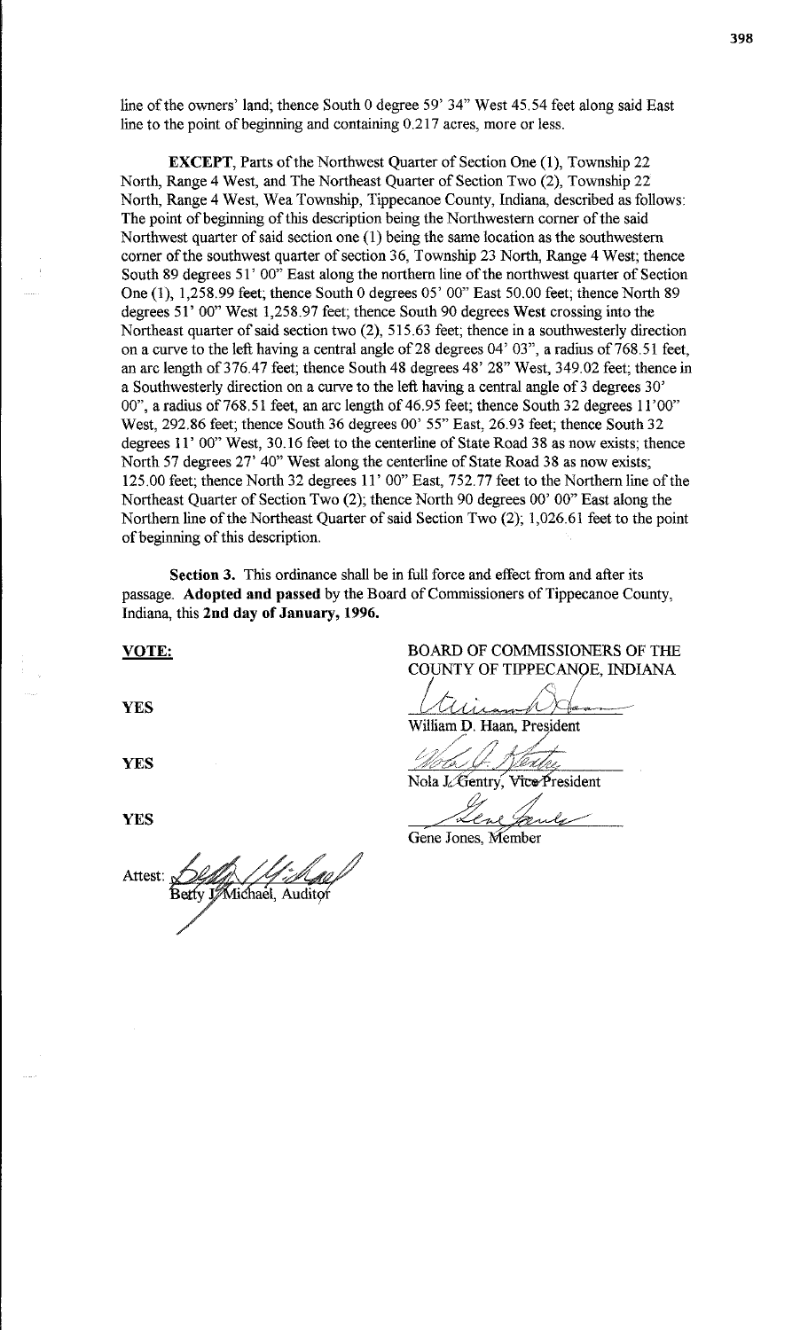line of the owners' land; thence South 0 degree 59' 34" West 45.54 feet along said East line to the point of beginning and containing 0.217 acres, more or less.

**EXCEPT**, Parts of the Northwest Quarter of Section One (1), Township 22 North, Range 4 West, and The Northeast Quarter of Section Two (2), Township 22 North, Range 4 West, Wea Township, Tippecanoe County, Indiana, described as follows: The point of beginning of this description being the Northwestern corner of the said Northwest quarter of said section one (1) being the same location as the southwestern corner of the southwest quarter of section 36, Township 23 North, Range 4 West; thence South 89 degrees 51' 00" East along the northern line of the northwest quarter of Section One (1), 1,258.99 feet; thence South 0 degrees 05' 00" East 50.00 feet; thence North 89 degrees 51' 00" West 1,258.97 feet; thence South 90 degrees West crossing into the Northeast quarter of said section two (2), 515.63 feet; thence in a southwesterly direction on a curve to the left having a central angle of 28 degrees 04' 03", a radius of 768.51 feet, an arc length of 376.47 feet; thence South 48 degrees 48' 28" West, 349.02 feet; thence in a Southwesterly direction on a curve to the left having a central angle of 3 degrees 30' 00", a radius of 768.51 feet, an arc length of 46.95 feet; thence South 32 degrees 11'00" West, 292.86 feet; thence South 36 degrees 00' 55" East, 26.93 feet; thence South 32 degrees 11' 00" West, 30.16 feet to the centerline of State Road 38 as now exists; thence North 57 degrees 27' 40" West along the centerline of State Road 38 as now exists; 125.00 feet; thence North 32 degrees 11' 00" East, 752.77 feet to the Northern line of the Northeast Quarter of Section Two (2); thence North 90 degrees 00' 00" East along the Northern line of the Northeast Quarter of said Section Two (2); 1,026.61 feet to the point of beginning of this description.

**Section 3.** This ordinance shall be in full force and effect from and after its passage. **Adopted and passed** by the Board of Commissioners of Tippecanoe County, Indiana, this **2nd day of January, 1996.**

**VOTE:**

BOARD OF COMMISSIONERS OF THE COUNTY OF TIPPECANOE, INDIANA

YES

William D. Haan, President

YES

Nola J. Gentry, Vice President

YES

Gene Jones, Member

Attest:

Betty J. Michael, Auditor